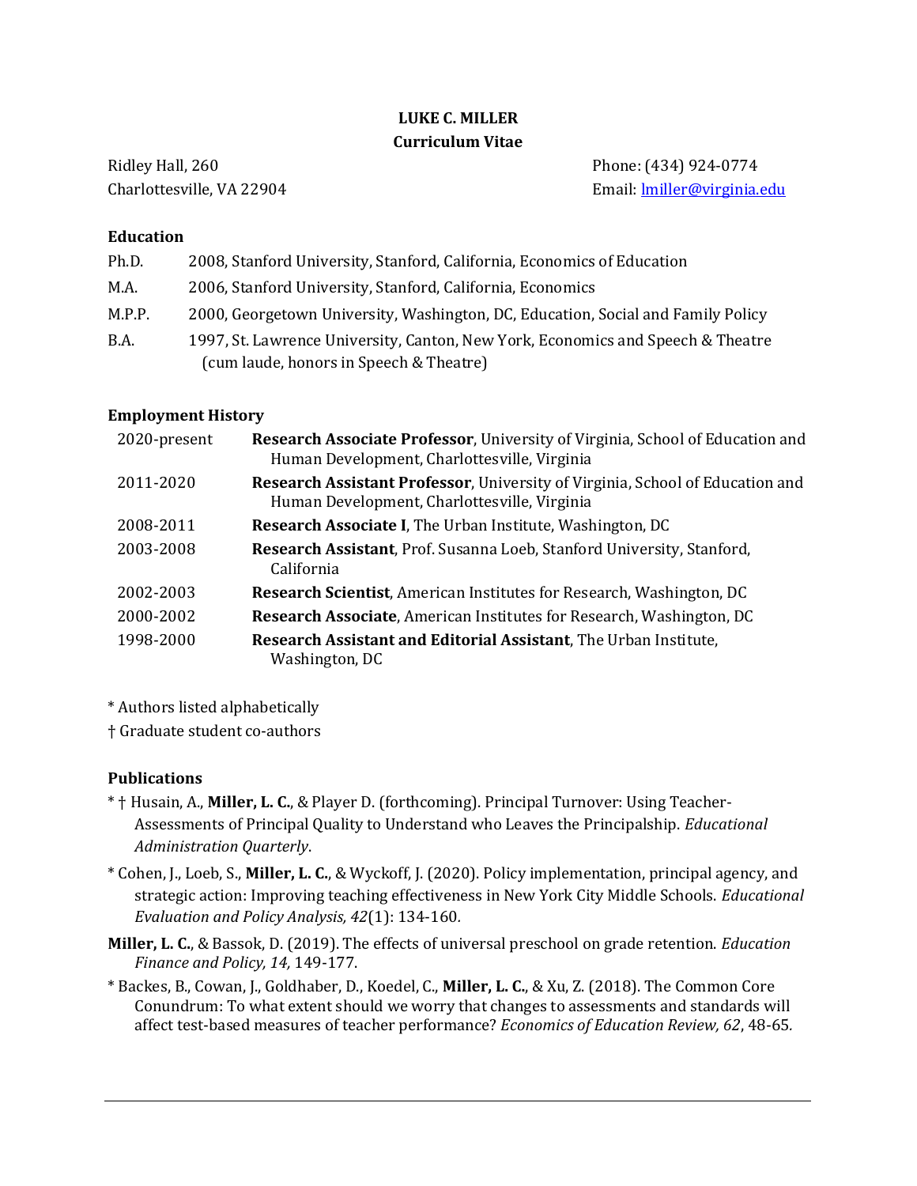# LUKE C. MILLER
## Curriculum Vitae

Ridley Hall, 260
Charlottesville, VA 22904

Phone: (434) 924-0774
Email: lmiller@virginia.edu

### Education

| | |
|---|---|
| Ph.D. | 2008, Stanford University, Stanford, California, Economics of Education |
| M.A. | 2006, Stanford University, Stanford, California, Economics |
| M.P.P. | 2000, Georgetown University, Washington, DC, Education, Social and Family Policy |
| B.A. | 1997, St. Lawrence University, Canton, New York, Economics and Speech & Theatre (cum laude, honors in Speech & Theatre) |

### Employment History

| | |
|---|---|
| 2020-present | **Research Associate Professor**, University of Virginia, School of Education and Human Development, Charlottesville, Virginia |
| 2011-2020 | **Research Assistant Professor**, University of Virginia, School of Education and Human Development, Charlottesville, Virginia |
| 2008-2011 | **Research Associate I**, The Urban Institute, Washington, DC |
| 2003-2008 | **Research Assistant**, Prof. Susanna Loeb, Stanford University, Stanford, California |
| 2002-2003 | **Research Scientist**, American Institutes for Research, Washington, DC |
| 2000-2002 | **Research Associate**, American Institutes for Research, Washington, DC |
| 1998-2000 | **Research Assistant and Editorial Assistant**, The Urban Institute, Washington, DC |

\* Authors listed alphabetically

† Graduate student co-authors

### Publications

\* † Husain, A., **Miller, L. C.**, & Player D. (forthcoming). Principal Turnover: Using Teacher-Assessments of Principal Quality to Understand who Leaves the Principalship. *Educational Administration Quarterly*.

\* Cohen, J., Loeb, S., **Miller, L. C.**, & Wyckoff, J. (2020). Policy implementation, principal agency, and strategic action: Improving teaching effectiveness in New York City Middle Schools. *Educational Evaluation and Policy Analysis, 42*(1): 134-160.

**Miller, L. C.**, & Bassok, D. (2019). The effects of universal preschool on grade retention. *Education Finance and Policy, 14,* 149-177.

\* Backes, B., Cowan, J., Goldhaber, D., Koedel, C., **Miller, L. C.**, & Xu, Z. (2018). The Common Core Conundrum: To what extent should we worry that changes to assessments and standards will affect test-based measures of teacher performance? *Economics of Education Review, 62*, 48-65.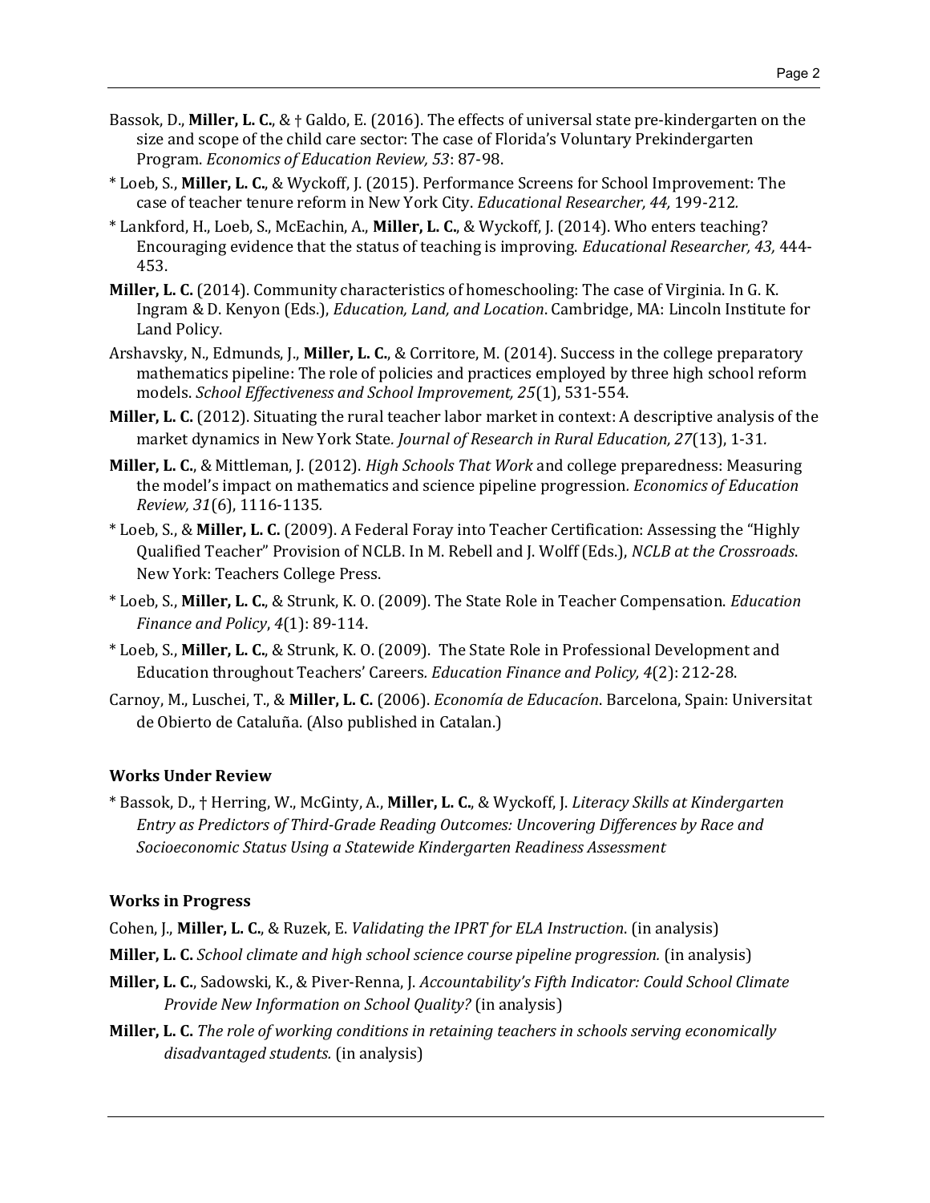Bassok, D., **Miller, L. C.**, & † Galdo, E. (2016). The effects of universal state pre-kindergarten on the size and scope of the child care sector: The case of Florida's Voluntary Prekindergarten Program. *Economics of Education Review, 53*: 87-98.

* Loeb, S., **Miller, L. C.**, & Wyckoff, J. (2015). Performance Screens for School Improvement: The case of teacher tenure reform in New York City. *Educational Researcher, 44,* 199-212.

* Lankford, H., Loeb, S., McEachin, A., **Miller, L. C.**, & Wyckoff, J. (2014). Who enters teaching? Encouraging evidence that the status of teaching is improving. *Educational Researcher, 43,* 444-453.

**Miller, L. C.** (2014). Community characteristics of homeschooling: The case of Virginia. In G. K. Ingram & D. Kenyon (Eds.), *Education, Land, and Location*. Cambridge, MA: Lincoln Institute for Land Policy.

Arshavsky, N., Edmunds, J., **Miller, L. C.**, & Corritore, M. (2014). Success in the college preparatory mathematics pipeline: The role of policies and practices employed by three high school reform models. *School Effectiveness and School Improvement, 25*(1), 531-554.

**Miller, L. C.** (2012). Situating the rural teacher labor market in context: A descriptive analysis of the market dynamics in New York State. *Journal of Research in Rural Education, 27*(13), 1-31.

**Miller, L. C.**, & Mittleman, J. (2012). *High Schools That Work* and college preparedness: Measuring the model's impact on mathematics and science pipeline progression. *Economics of Education Review, 31*(6), 1116-1135.

* Loeb, S., & **Miller, L. C.** (2009). A Federal Foray into Teacher Certification: Assessing the "Highly Qualified Teacher" Provision of NCLB. In M. Rebell and J. Wolff (Eds.), *NCLB at the Crossroads*. New York: Teachers College Press.

* Loeb, S., **Miller, L. C.**, & Strunk, K. O. (2009). The State Role in Teacher Compensation. *Education Finance and Policy*, *4*(1): 89-114.

* Loeb, S., **Miller, L. C.**, & Strunk, K. O. (2009). The State Role in Professional Development and Education throughout Teachers' Careers. *Education Finance and Policy, 4*(2): 212-28.

Carnoy, M., Luschei, T., & **Miller, L. C.** (2006). *Economía de Educacíon*. Barcelona, Spain: Universitat de Obierto de Cataluña. (Also published in Catalan.)

### Works Under Review

* Bassok, D., † Herring, W., McGinty, A., **Miller, L. C.**, & Wyckoff, J. *Literacy Skills at Kindergarten Entry as Predictors of Third-Grade Reading Outcomes: Uncovering Differences by Race and Socioeconomic Status Using a Statewide Kindergarten Readiness Assessment*

### Works in Progress

Cohen, J., **Miller, L. C.**, & Ruzek, E. *Validating the IPRT for ELA Instruction*. (in analysis)

**Miller, L. C.** *School climate and high school science course pipeline progression.* (in analysis)

**Miller, L. C.**, Sadowski, K., & Piver-Renna, J. *Accountability's Fifth Indicator: Could School Climate Provide New Information on School Quality?* (in analysis)

**Miller, L. C.** *The role of working conditions in retaining teachers in schools serving economically disadvantaged students.* (in analysis)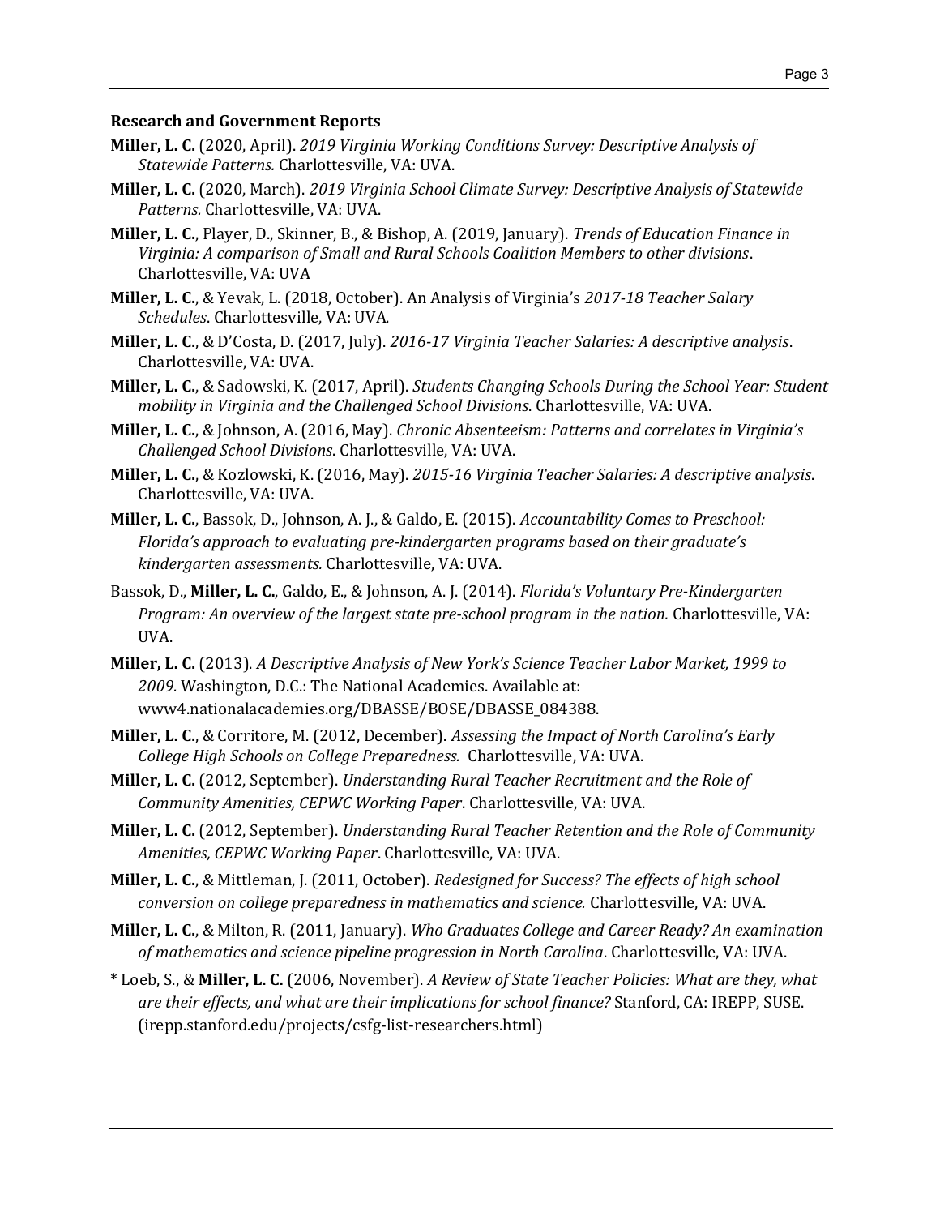**Research and Government Reports**

**Miller, L. C.** (2020, April). *2019 Virginia Working Conditions Survey: Descriptive Analysis of Statewide Patterns.* Charlottesville, VA: UVA.

**Miller, L. C.** (2020, March). *2019 Virginia School Climate Survey: Descriptive Analysis of Statewide Patterns.* Charlottesville, VA: UVA.

**Miller, L. C.**, Player, D., Skinner, B., & Bishop, A. (2019, January). *Trends of Education Finance in Virginia: A comparison of Small and Rural Schools Coalition Members to other divisions*. Charlottesville, VA: UVA

**Miller, L. C.**, & Yevak, L. (2018, October). An Analysis of Virginia's *2017-18 Teacher Salary Schedules*. Charlottesville, VA: UVA.

**Miller, L. C.**, & D'Costa, D. (2017, July). *2016-17 Virginia Teacher Salaries: A descriptive analysis*. Charlottesville, VA: UVA.

**Miller, L. C.**, & Sadowski, K. (2017, April). *Students Changing Schools During the School Year: Student mobility in Virginia and the Challenged School Divisions*. Charlottesville, VA: UVA.

**Miller, L. C.**, & Johnson, A. (2016, May). *Chronic Absenteeism: Patterns and correlates in Virginia's Challenged School Divisions*. Charlottesville, VA: UVA.

**Miller, L. C.**, & Kozlowski, K. (2016, May). *2015-16 Virginia Teacher Salaries: A descriptive analysis*. Charlottesville, VA: UVA.

**Miller, L. C.**, Bassok, D., Johnson, A. J., & Galdo, E. (2015). *Accountability Comes to Preschool: Florida's approach to evaluating pre-kindergarten programs based on their graduate's kindergarten assessments.* Charlottesville, VA: UVA.

Bassok, D., **Miller, L. C.**, Galdo, E., & Johnson, A. J. (2014). *Florida's Voluntary Pre-Kindergarten Program: An overview of the largest state pre-school program in the nation.* Charlottesville, VA: UVA.

**Miller, L. C.** (2013). *A Descriptive Analysis of New York's Science Teacher Labor Market, 1999 to 2009.* Washington, D.C.: The National Academies. Available at: www4.nationalacademies.org/DBASSE/BOSE/DBASSE_084388.

**Miller, L. C.**, & Corritore, M. (2012, December). *Assessing the Impact of North Carolina's Early College High Schools on College Preparedness.* Charlottesville, VA: UVA.

**Miller, L. C.** (2012, September). *Understanding Rural Teacher Recruitment and the Role of Community Amenities, CEPWC Working Paper*. Charlottesville, VA: UVA.

**Miller, L. C.** (2012, September). *Understanding Rural Teacher Retention and the Role of Community Amenities, CEPWC Working Paper*. Charlottesville, VA: UVA.

**Miller, L. C.**, & Mittleman, J. (2011, October). *Redesigned for Success? The effects of high school conversion on college preparedness in mathematics and science.* Charlottesville, VA: UVA.

**Miller, L. C.**, & Milton, R. (2011, January). *Who Graduates College and Career Ready? An examination of mathematics and science pipeline progression in North Carolina*. Charlottesville, VA: UVA.

* Loeb, S., & **Miller, L. C.** (2006, November). *A Review of State Teacher Policies: What are they, what are their effects, and what are their implications for school finance?* Stanford, CA: IREPP, SUSE. (irepp.stanford.edu/projects/csfg-list-researchers.html)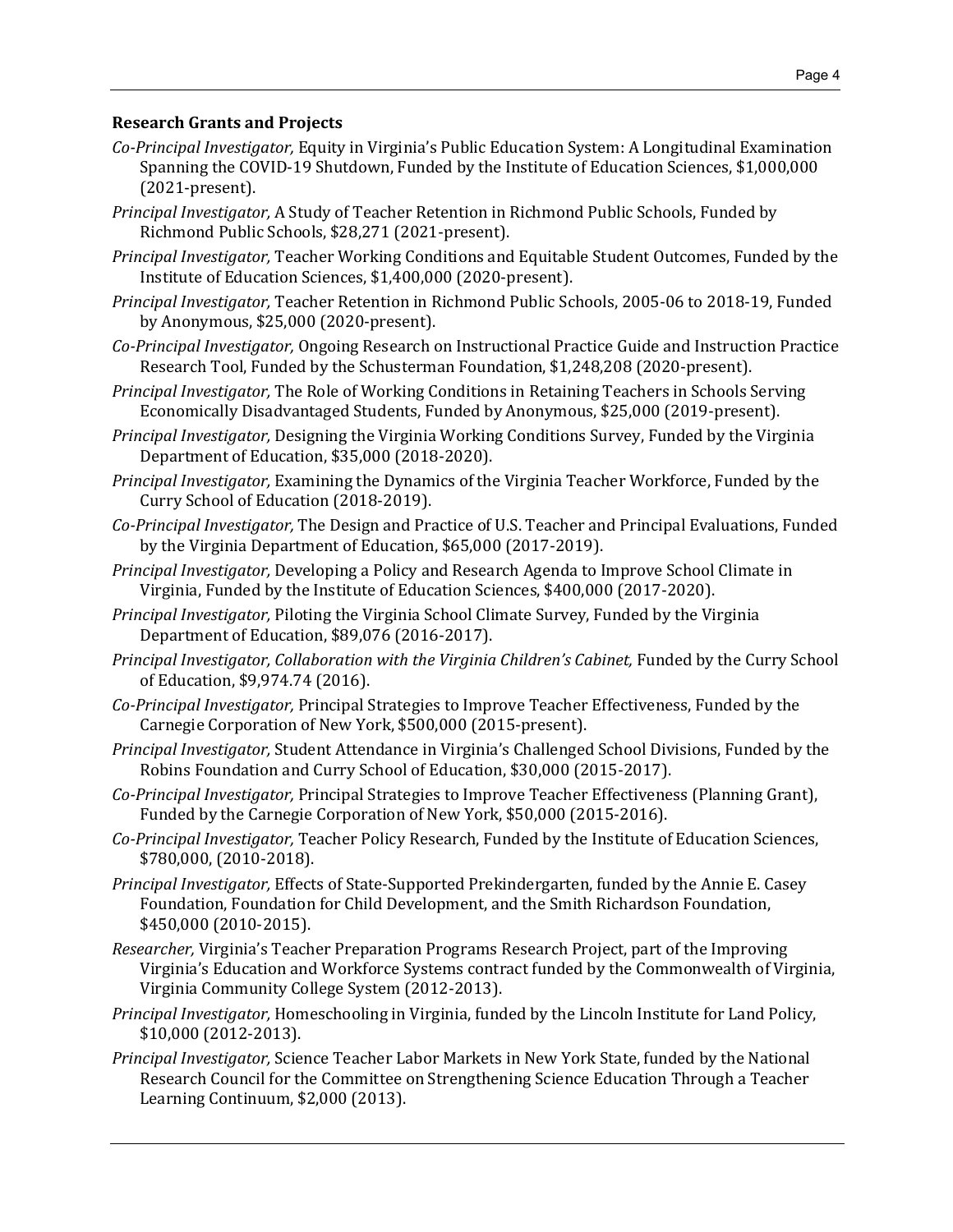**Research Grants and Projects**

*Co-Principal Investigator,* Equity in Virginia's Public Education System: A Longitudinal Examination Spanning the COVID-19 Shutdown, Funded by the Institute of Education Sciences, $1,000,000 (2021-present).

*Principal Investigator,* A Study of Teacher Retention in Richmond Public Schools, Funded by Richmond Public Schools, $28,271 (2021-present).

*Principal Investigator,* Teacher Working Conditions and Equitable Student Outcomes, Funded by the Institute of Education Sciences, $1,400,000 (2020-present).

*Principal Investigator,* Teacher Retention in Richmond Public Schools, 2005-06 to 2018-19, Funded by Anonymous, $25,000 (2020-present).

*Co-Principal Investigator,* Ongoing Research on Instructional Practice Guide and Instruction Practice Research Tool, Funded by the Schusterman Foundation, $1,248,208 (2020-present).

*Principal Investigator,* The Role of Working Conditions in Retaining Teachers in Schools Serving Economically Disadvantaged Students, Funded by Anonymous, $25,000 (2019-present).

*Principal Investigator,* Designing the Virginia Working Conditions Survey, Funded by the Virginia Department of Education, $35,000 (2018-2020).

*Principal Investigator,* Examining the Dynamics of the Virginia Teacher Workforce, Funded by the Curry School of Education (2018-2019).

*Co-Principal Investigator,* The Design and Practice of U.S. Teacher and Principal Evaluations, Funded by the Virginia Department of Education, $65,000 (2017-2019).

*Principal Investigator,* Developing a Policy and Research Agenda to Improve School Climate in Virginia, Funded by the Institute of Education Sciences, $400,000 (2017-2020).

*Principal Investigator,* Piloting the Virginia School Climate Survey, Funded by the Virginia Department of Education, $89,076 (2016-2017).

*Principal Investigator, Collaboration with the Virginia Children's Cabinet,* Funded by the Curry School of Education, $9,974.74 (2016).

*Co-Principal Investigator,* Principal Strategies to Improve Teacher Effectiveness, Funded by the Carnegie Corporation of New York, $500,000 (2015-present).

*Principal Investigator,* Student Attendance in Virginia's Challenged School Divisions, Funded by the Robins Foundation and Curry School of Education, $30,000 (2015-2017).

*Co-Principal Investigator,* Principal Strategies to Improve Teacher Effectiveness (Planning Grant), Funded by the Carnegie Corporation of New York, $50,000 (2015-2016).

*Co-Principal Investigator,* Teacher Policy Research, Funded by the Institute of Education Sciences, $780,000, (2010-2018).

*Principal Investigator,* Effects of State-Supported Prekindergarten, funded by the Annie E. Casey Foundation, Foundation for Child Development, and the Smith Richardson Foundation, $450,000 (2010-2015).

*Researcher,* Virginia's Teacher Preparation Programs Research Project, part of the Improving Virginia's Education and Workforce Systems contract funded by the Commonwealth of Virginia, Virginia Community College System (2012-2013).

*Principal Investigator,* Homeschooling in Virginia, funded by the Lincoln Institute for Land Policy, $10,000 (2012-2013).

*Principal Investigator,* Science Teacher Labor Markets in New York State, funded by the National Research Council for the Committee on Strengthening Science Education Through a Teacher Learning Continuum, $2,000 (2013).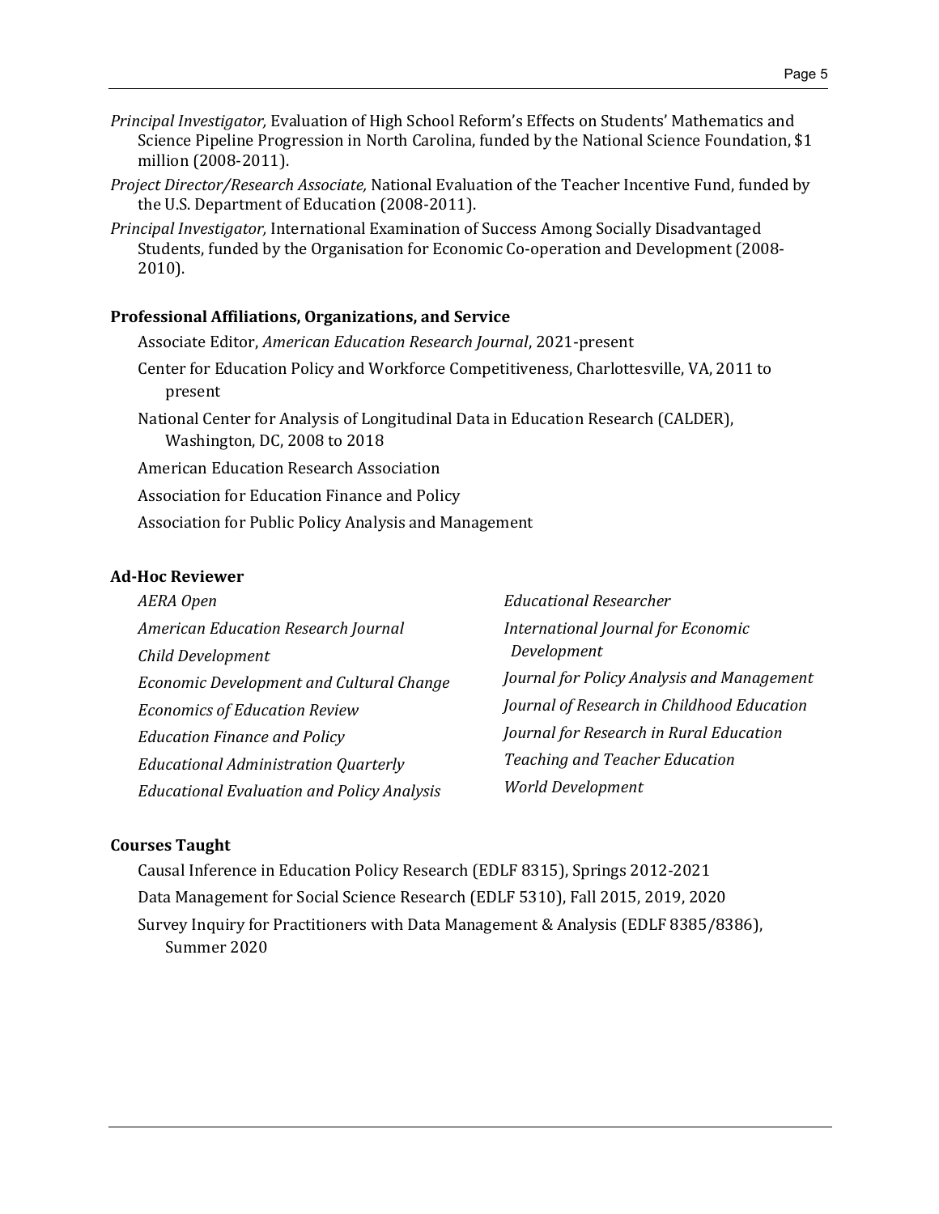*Principal Investigator,* Evaluation of High School Reform's Effects on Students' Mathematics and Science Pipeline Progression in North Carolina, funded by the National Science Foundation, $1 million (2008-2011).

*Project Director/Research Associate,* National Evaluation of the Teacher Incentive Fund, funded by the U.S. Department of Education (2008-2011).

*Principal Investigator,* International Examination of Success Among Socially Disadvantaged Students, funded by the Organisation for Economic Co-operation and Development (2008-2010).

**Professional Affiliations, Organizations, and Service**

Associate Editor, *American Education Research Journal*, 2021-present

Center for Education Policy and Workforce Competitiveness, Charlottesville, VA, 2011 to present

National Center for Analysis of Longitudinal Data in Education Research (CALDER), Washington, DC, 2008 to 2018

American Education Research Association

Association for Education Finance and Policy

Association for Public Policy Analysis and Management

**Ad-Hoc Reviewer**

*AERA Open*
*American Education Research Journal*
*Child Development*
*Economic Development and Cultural Change*
*Economics of Education Review*
*Education Finance and Policy*
*Educational Administration Quarterly*
*Educational Evaluation and Policy Analysis*
*Educational Researcher*
*International Journal for Economic Development*
*Journal for Policy Analysis and Management*
*Journal of Research in Childhood Education*
*Journal for Research in Rural Education*
*Teaching and Teacher Education*
*World Development*

**Courses Taught**

Causal Inference in Education Policy Research (EDLF 8315), Springs 2012-2021

Data Management for Social Science Research (EDLF 5310), Fall 2015, 2019, 2020

Survey Inquiry for Practitioners with Data Management & Analysis (EDLF 8385/8386), Summer 2020